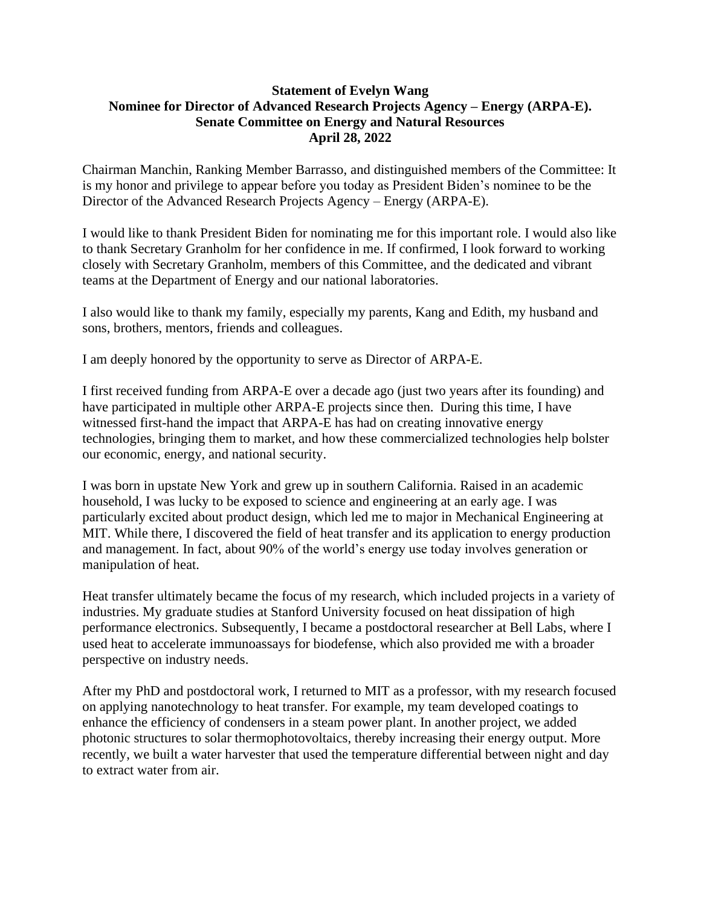**Statement of Evelyn Wang**
**Nominee for Director of Advanced Research Projects Agency – Energy (ARPA-E).**
**Senate Committee on Energy and Natural Resources**
**April 28, 2022**

Chairman Manchin, Ranking Member Barrasso, and distinguished members of the Committee: It is my honor and privilege to appear before you today as President Biden's nominee to be the Director of the Advanced Research Projects Agency – Energy (ARPA-E).

I would like to thank President Biden for nominating me for this important role. I would also like to thank Secretary Granholm for her confidence in me. If confirmed, I look forward to working closely with Secretary Granholm, members of this Committee, and the dedicated and vibrant teams at the Department of Energy and our national laboratories.

I also would like to thank my family, especially my parents, Kang and Edith, my husband and sons, brothers, mentors, friends and colleagues.

I am deeply honored by the opportunity to serve as Director of ARPA-E.

I first received funding from ARPA-E over a decade ago (just two years after its founding) and have participated in multiple other ARPA-E projects since then. During this time, I have witnessed first-hand the impact that ARPA-E has had on creating innovative energy technologies, bringing them to market, and how these commercialized technologies help bolster our economic, energy, and national security.

I was born in upstate New York and grew up in southern California. Raised in an academic household, I was lucky to be exposed to science and engineering at an early age. I was particularly excited about product design, which led me to major in Mechanical Engineering at MIT. While there, I discovered the field of heat transfer and its application to energy production and management. In fact, about 90% of the world's energy use today involves generation or manipulation of heat.

Heat transfer ultimately became the focus of my research, which included projects in a variety of industries. My graduate studies at Stanford University focused on heat dissipation of high performance electronics. Subsequently, I became a postdoctoral researcher at Bell Labs, where I used heat to accelerate immunoassays for biodefense, which also provided me with a broader perspective on industry needs.

After my PhD and postdoctoral work, I returned to MIT as a professor, with my research focused on applying nanotechnology to heat transfer. For example, my team developed coatings to enhance the efficiency of condensers in a steam power plant. In another project, we added photonic structures to solar thermophotovoltaics, thereby increasing their energy output. More recently, we built a water harvester that used the temperature differential between night and day to extract water from air.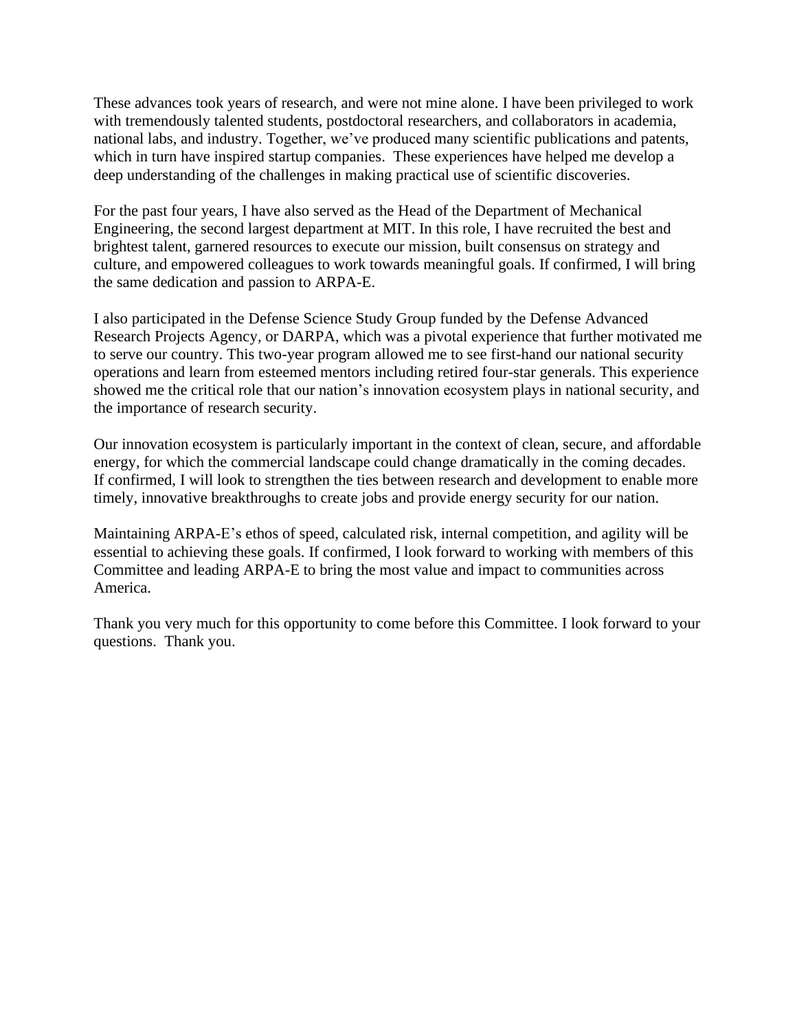These advances took years of research, and were not mine alone. I have been privileged to work with tremendously talented students, postdoctoral researchers, and collaborators in academia, national labs, and industry. Together, we've produced many scientific publications and patents, which in turn have inspired startup companies. These experiences have helped me develop a deep understanding of the challenges in making practical use of scientific discoveries.

For the past four years, I have also served as the Head of the Department of Mechanical Engineering, the second largest department at MIT. In this role, I have recruited the best and brightest talent, garnered resources to execute our mission, built consensus on strategy and culture, and empowered colleagues to work towards meaningful goals. If confirmed, I will bring the same dedication and passion to ARPA-E.

I also participated in the Defense Science Study Group funded by the Defense Advanced Research Projects Agency, or DARPA, which was a pivotal experience that further motivated me to serve our country. This two-year program allowed me to see first-hand our national security operations and learn from esteemed mentors including retired four-star generals. This experience showed me the critical role that our nation's innovation ecosystem plays in national security, and the importance of research security.

Our innovation ecosystem is particularly important in the context of clean, secure, and affordable energy, for which the commercial landscape could change dramatically in the coming decades. If confirmed, I will look to strengthen the ties between research and development to enable more timely, innovative breakthroughs to create jobs and provide energy security for our nation.

Maintaining ARPA-E's ethos of speed, calculated risk, internal competition, and agility will be essential to achieving these goals. If confirmed, I look forward to working with members of this Committee and leading ARPA-E to bring the most value and impact to communities across America.

Thank you very much for this opportunity to come before this Committee. I look forward to your questions. Thank you.